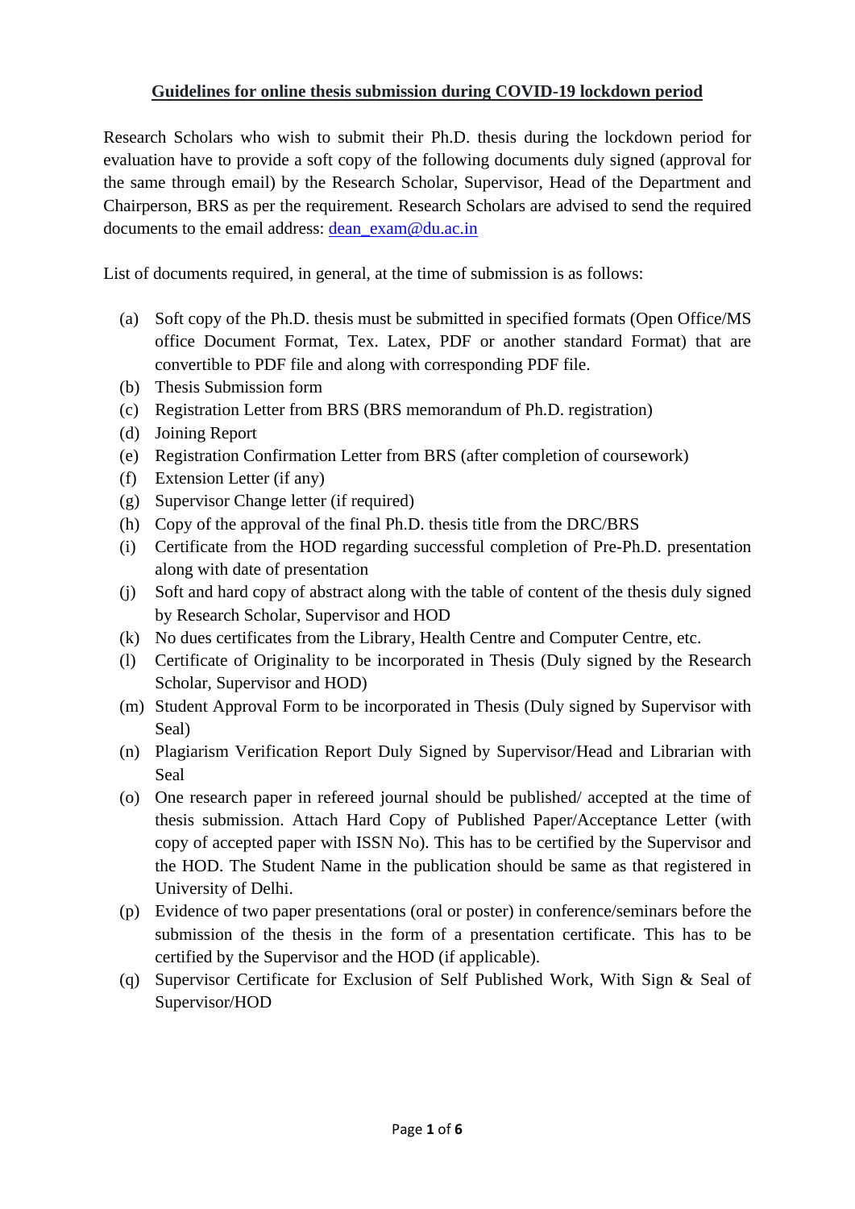**Guidelines for online thesis submission during COVID-19 lockdown period**

Research Scholars who wish to submit their Ph.D. thesis during the lockdown period for evaluation have to provide a soft copy of the following documents duly signed (approval for the same through email) by the Research Scholar, Supervisor, Head of the Department and Chairperson, BRS as per the requirement. Research Scholars are advised to send the required documents to the email address: dean_exam@du.ac.in

List of documents required, in general, at the time of submission is as follows:

(a) Soft copy of the Ph.D. thesis must be submitted in specified formats (Open Office/MS office Document Format, Tex. Latex, PDF or another standard Format) that are convertible to PDF file and along with corresponding PDF file.
(b) Thesis Submission form
(c) Registration Letter from BRS (BRS memorandum of Ph.D. registration)
(d) Joining Report
(e) Registration Confirmation Letter from BRS (after completion of coursework)
(f) Extension Letter (if any)
(g) Supervisor Change letter (if required)
(h) Copy of the approval of the final Ph.D. thesis title from the DRC/BRS
(i) Certificate from the HOD regarding successful completion of Pre-Ph.D. presentation along with date of presentation
(j) Soft and hard copy of abstract along with the table of content of the thesis duly signed by Research Scholar, Supervisor and HOD
(k) No dues certificates from the Library, Health Centre and Computer Centre, etc.
(l) Certificate of Originality to be incorporated in Thesis (Duly signed by the Research Scholar, Supervisor and HOD)
(m) Student Approval Form to be incorporated in Thesis (Duly signed by Supervisor with Seal)
(n) Plagiarism Verification Report Duly Signed by Supervisor/Head and Librarian with Seal
(o) One research paper in refereed journal should be published/ accepted at the time of thesis submission. Attach Hard Copy of Published Paper/Acceptance Letter (with copy of accepted paper with ISSN No). This has to be certified by the Supervisor and the HOD. The Student Name in the publication should be same as that registered in University of Delhi.
(p) Evidence of two paper presentations (oral or poster) in conference/seminars before the submission of the thesis in the form of a presentation certificate. This has to be certified by the Supervisor and the HOD (if applicable).
(q) Supervisor Certificate for Exclusion of Self Published Work, With Sign & Seal of Supervisor/HOD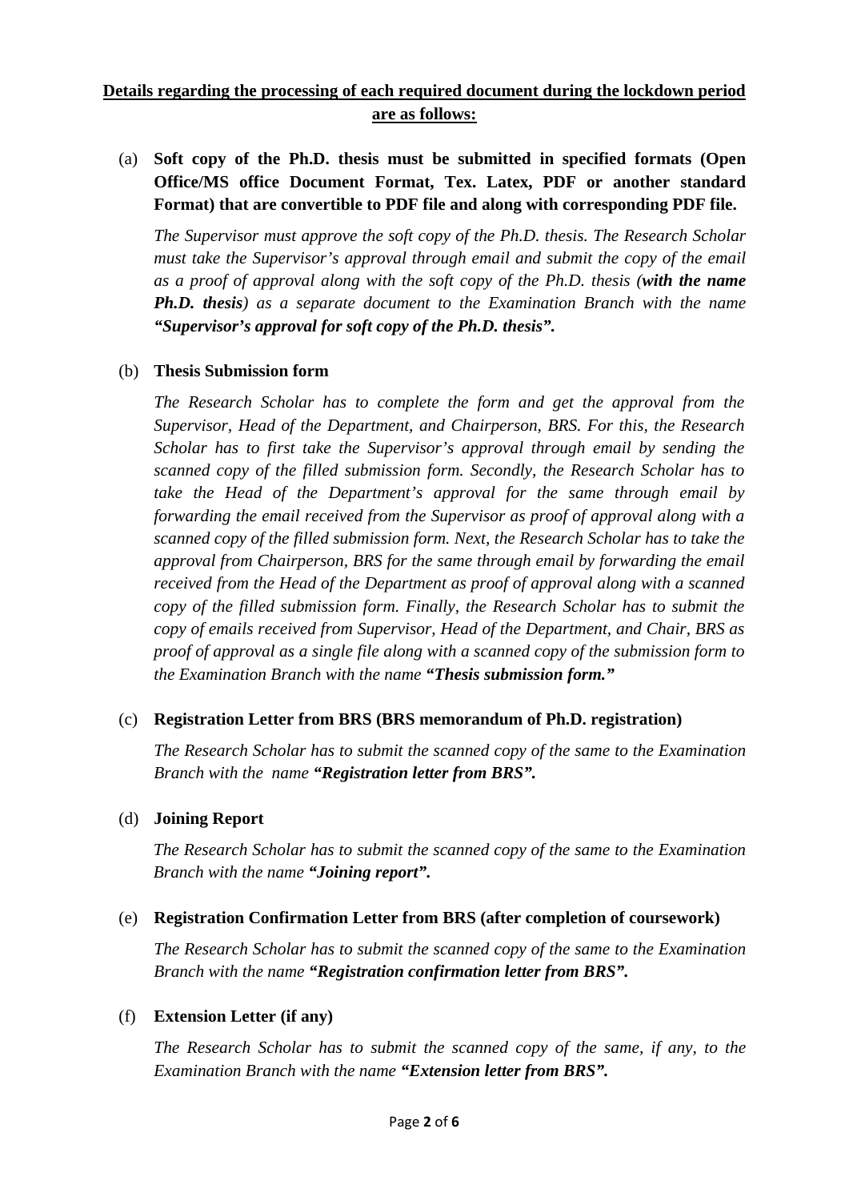**<u>Details regarding the processing of each required document during the lockdown period are as follows:</u>**

(a) **Soft copy of the Ph.D. thesis must be submitted in specified formats (Open Office/MS office Document Format, Tex. Latex, PDF or another standard Format) that are convertible to PDF file and along with corresponding PDF file.**

*The Supervisor must approve the soft copy of the Ph.D. thesis. The Research Scholar must take the Supervisor's approval through email and submit the copy of the email as a proof of approval along with the soft copy of the Ph.D. thesis (**with the name Ph.D. thesis**) as a separate document to the Examination Branch with the name **"Supervisor's approval for soft copy of the Ph.D. thesis".***

(b) **Thesis Submission form**

*The Research Scholar has to complete the form and get the approval from the Supervisor, Head of the Department, and Chairperson, BRS. For this, the Research Scholar has to first take the Supervisor's approval through email by sending the scanned copy of the filled submission form. Secondly, the Research Scholar has to take the Head of the Department's approval for the same through email by forwarding the email received from the Supervisor as proof of approval along with a scanned copy of the filled submission form. Next, the Research Scholar has to take the approval from Chairperson, BRS for the same through email by forwarding the email received from the Head of the Department as proof of approval along with a scanned copy of the filled submission form. Finally, the Research Scholar has to submit the copy of emails received from Supervisor, Head of the Department, and Chair, BRS as proof of approval as a single file along with a scanned copy of the submission form to the Examination Branch with the name **"Thesis submission form."***

(c) **Registration Letter from BRS (BRS memorandum of Ph.D. registration)**

*The Research Scholar has to submit the scanned copy of the same to the Examination Branch with the name **"Registration letter from BRS".***

(d) **Joining Report**

*The Research Scholar has to submit the scanned copy of the same to the Examination Branch with the name **"Joining report".***

(e) **Registration Confirmation Letter from BRS (after completion of coursework)**

*The Research Scholar has to submit the scanned copy of the same to the Examination Branch with the name **"Registration confirmation letter from BRS".***

(f) **Extension Letter (if any)**

*The Research Scholar has to submit the scanned copy of the same, if any, to the Examination Branch with the name **"Extension letter from BRS".***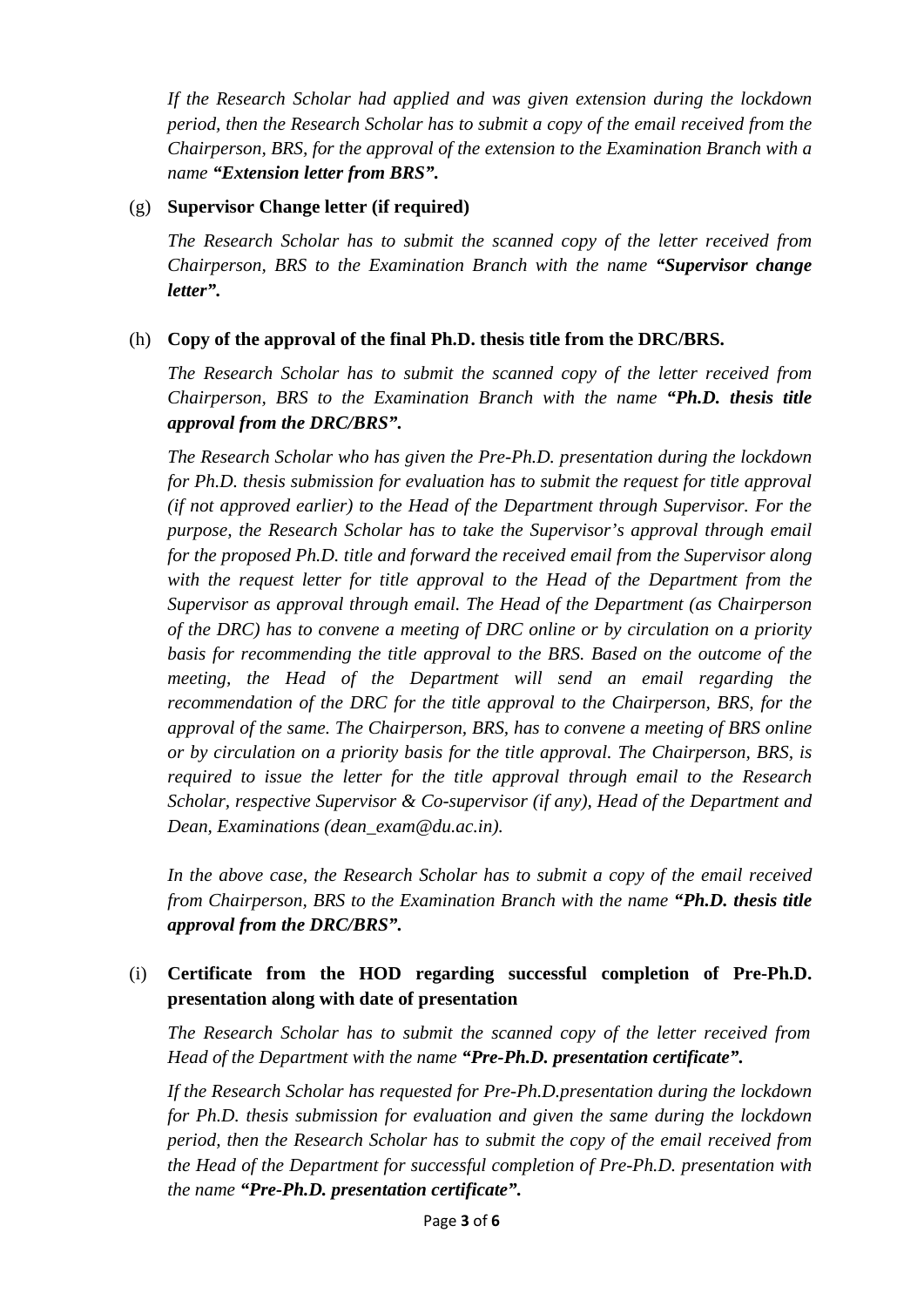*If the Research Scholar had applied and was given extension during the lockdown period, then the Research Scholar has to submit a copy of the email received from the Chairperson, BRS, for the approval of the extension to the Examination Branch with a name **"Extension letter from BRS".***

(g) **Supervisor Change letter (if required)**

*The Research Scholar has to submit the scanned copy of the letter received from Chairperson, BRS to the Examination Branch with the name **"Supervisor change letter".***

(h) **Copy of the approval of the final Ph.D. thesis title from the DRC/BRS.**

*The Research Scholar has to submit the scanned copy of the letter received from Chairperson, BRS to the Examination Branch with the name **"Ph.D. thesis title approval from the DRC/BRS".***

*The Research Scholar who has given the Pre-Ph.D. presentation during the lockdown for Ph.D. thesis submission for evaluation has to submit the request for title approval (if not approved earlier) to the Head of the Department through Supervisor. For the purpose, the Research Scholar has to take the Supervisor's approval through email for the proposed Ph.D. title and forward the received email from the Supervisor along with the request letter for title approval to the Head of the Department from the Supervisor as approval through email. The Head of the Department (as Chairperson of the DRC) has to convene a meeting of DRC online or by circulation on a priority basis for recommending the title approval to the BRS. Based on the outcome of the meeting, the Head of the Department will send an email regarding the recommendation of the DRC for the title approval to the Chairperson, BRS, for the approval of the same. The Chairperson, BRS, has to convene a meeting of BRS online or by circulation on a priority basis for the title approval. The Chairperson, BRS, is required to issue the letter for the title approval through email to the Research Scholar, respective Supervisor & Co-supervisor (if any), Head of the Department and Dean, Examinations (dean_exam@du.ac.in).*

*In the above case, the Research Scholar has to submit a copy of the email received from Chairperson, BRS to the Examination Branch with the name **"Ph.D. thesis title approval from the DRC/BRS".***

(i) **Certificate from the HOD regarding successful completion of Pre-Ph.D. presentation along with date of presentation**

*The Research Scholar has to submit the scanned copy of the letter received from Head of the Department with the name **"Pre-Ph.D. presentation certificate".***

*If the Research Scholar has requested for Pre-Ph.D.presentation during the lockdown for Ph.D. thesis submission for evaluation and given the same during the lockdown period, then the Research Scholar has to submit the copy of the email received from the Head of the Department for successful completion of Pre-Ph.D. presentation with the name **"Pre-Ph.D. presentation certificate".***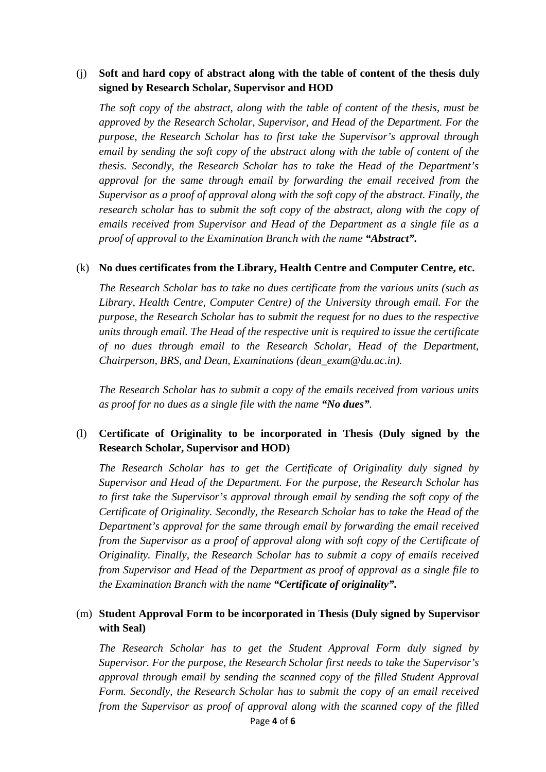(j) **Soft and hard copy of abstract along with the table of content of the thesis duly signed by Research Scholar, Supervisor and HOD**

*The soft copy of the abstract, along with the table of content of the thesis, must be approved by the Research Scholar, Supervisor, and Head of the Department. For the purpose, the Research Scholar has to first take the Supervisor's approval through email by sending the soft copy of the abstract along with the table of content of the thesis. Secondly, the Research Scholar has to take the Head of the Department's approval for the same through email by forwarding the email received from the Supervisor as a proof of approval along with the soft copy of the abstract. Finally, the research scholar has to submit the soft copy of the abstract, along with the copy of emails received from Supervisor and Head of the Department as a single file as a proof of approval to the Examination Branch with the name **"Abstract".***

(k) **No dues certificates from the Library, Health Centre and Computer Centre, etc.**

*The Research Scholar has to take no dues certificate from the various units (such as Library, Health Centre, Computer Centre) of the University through email. For the purpose, the Research Scholar has to submit the request for no dues to the respective units through email. The Head of the respective unit is required to issue the certificate of no dues through email to the Research Scholar, Head of the Department, Chairperson, BRS, and Dean, Examinations (dean_exam@du.ac.in).*

*The Research Scholar has to submit a copy of the emails received from various units as proof for no dues as a single file with the name **"No dues"**.*

(l) **Certificate of Originality to be incorporated in Thesis (Duly signed by the Research Scholar, Supervisor and HOD)**

*The Research Scholar has to get the Certificate of Originality duly signed by Supervisor and Head of the Department. For the purpose, the Research Scholar has to first take the Supervisor's approval through email by sending the soft copy of the Certificate of Originality. Secondly, the Research Scholar has to take the Head of the Department's approval for the same through email by forwarding the email received from the Supervisor as a proof of approval along with soft copy of the Certificate of Originality. Finally, the Research Scholar has to submit a copy of emails received from Supervisor and Head of the Department as proof of approval as a single file to the Examination Branch with the name **"Certificate of originality".***

(m) **Student Approval Form to be incorporated in Thesis (Duly signed by Supervisor with Seal)**

*The Research Scholar has to get the Student Approval Form duly signed by Supervisor. For the purpose, the Research Scholar first needs to take the Supervisor's approval through email by sending the scanned copy of the filled Student Approval Form. Secondly, the Research Scholar has to submit the copy of an email received from the Supervisor as proof of approval along with the scanned copy of the filled*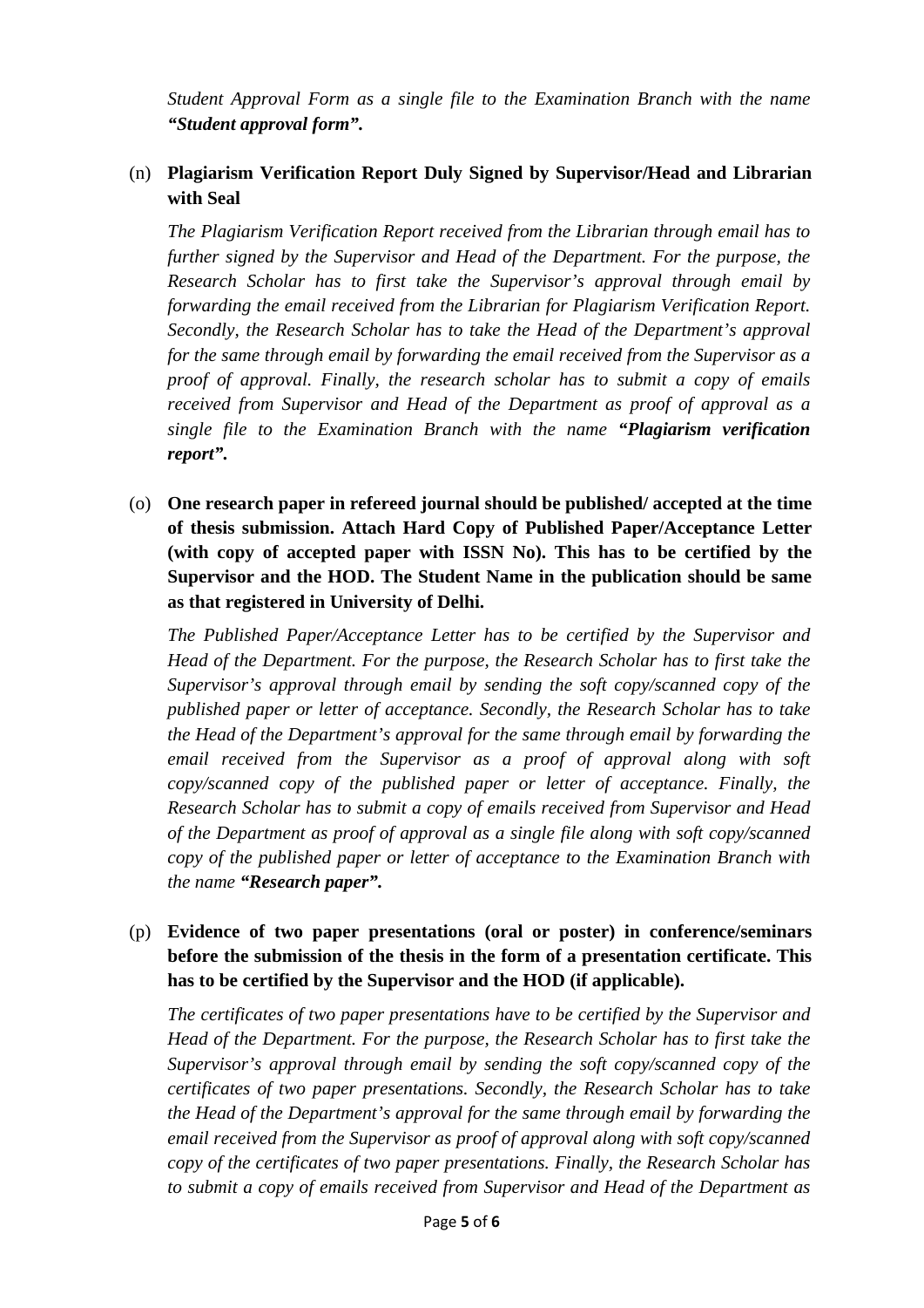*Student Approval Form as a single file to the Examination Branch with the name **"Student approval form".***

(n) **Plagiarism Verification Report Duly Signed by Supervisor/Head and Librarian with Seal**

*The Plagiarism Verification Report received from the Librarian through email has to further signed by the Supervisor and Head of the Department. For the purpose, the Research Scholar has to first take the Supervisor's approval through email by forwarding the email received from the Librarian for Plagiarism Verification Report. Secondly, the Research Scholar has to take the Head of the Department's approval for the same through email by forwarding the email received from the Supervisor as a proof of approval. Finally, the research scholar has to submit a copy of emails received from Supervisor and Head of the Department as proof of approval as a single file to the Examination Branch with the name **"Plagiarism verification report".***

(o) **One research paper in refereed journal should be published/ accepted at the time of thesis submission. Attach Hard Copy of Published Paper/Acceptance Letter (with copy of accepted paper with ISSN No). This has to be certified by the Supervisor and the HOD. The Student Name in the publication should be same as that registered in University of Delhi.**

*The Published Paper/Acceptance Letter has to be certified by the Supervisor and Head of the Department. For the purpose, the Research Scholar has to first take the Supervisor's approval through email by sending the soft copy/scanned copy of the published paper or letter of acceptance. Secondly, the Research Scholar has to take the Head of the Department's approval for the same through email by forwarding the email received from the Supervisor as a proof of approval along with soft copy/scanned copy of the published paper or letter of acceptance. Finally, the Research Scholar has to submit a copy of emails received from Supervisor and Head of the Department as proof of approval as a single file along with soft copy/scanned copy of the published paper or letter of acceptance to the Examination Branch with the name **"Research paper".***

(p) **Evidence of two paper presentations (oral or poster) in conference/seminars before the submission of the thesis in the form of a presentation certificate. This has to be certified by the Supervisor and the HOD (if applicable).**

*The certificates of two paper presentations have to be certified by the Supervisor and Head of the Department. For the purpose, the Research Scholar has to first take the Supervisor's approval through email by sending the soft copy/scanned copy of the certificates of two paper presentations. Secondly, the Research Scholar has to take the Head of the Department's approval for the same through email by forwarding the email received from the Supervisor as proof of approval along with soft copy/scanned copy of the certificates of two paper presentations. Finally, the Research Scholar has to submit a copy of emails received from Supervisor and Head of the Department as*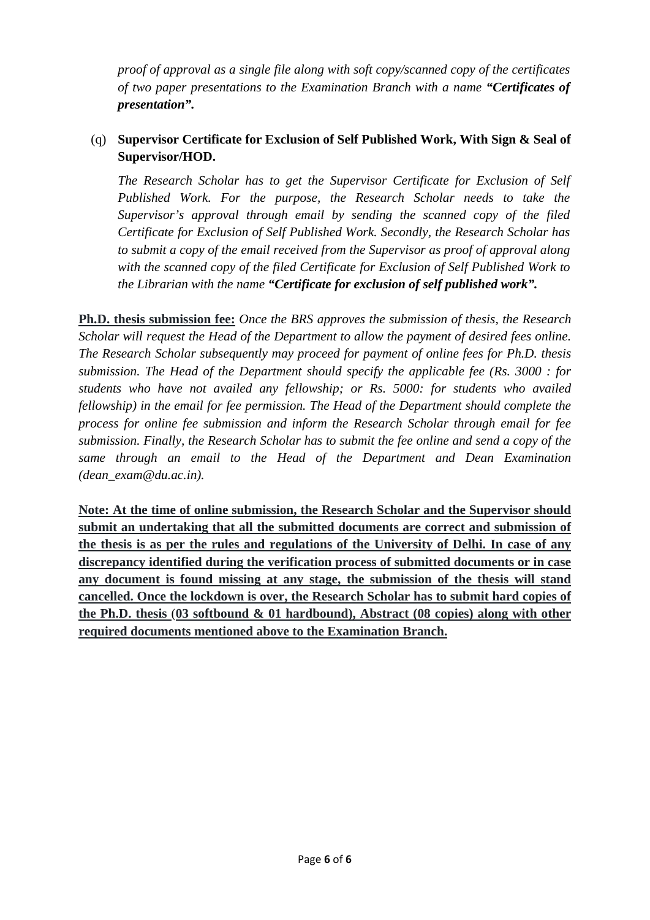*proof of approval as a single file along with soft copy/scanned copy of the certificates of two paper presentations to the Examination Branch with a name **"Certificates of presentation".***

(q) **Supervisor Certificate for Exclusion of Self Published Work, With Sign & Seal of Supervisor/HOD.**

*The Research Scholar has to get the Supervisor Certificate for Exclusion of Self Published Work. For the purpose, the Research Scholar needs to take the Supervisor's approval through email by sending the scanned copy of the filed Certificate for Exclusion of Self Published Work. Secondly, the Research Scholar has to submit a copy of the email received from the Supervisor as proof of approval along with the scanned copy of the filed Certificate for Exclusion of Self Published Work to the Librarian with the name **"Certificate for exclusion of self published work".***

<u>**Ph.D. thesis submission fee:**</u> *Once the BRS approves the submission of thesis, the Research Scholar will request the Head of the Department to allow the payment of desired fees online. The Research Scholar subsequently may proceed for payment of online fees for Ph.D. thesis submission. The Head of the Department should specify the applicable fee (Rs. 3000 : for students who have not availed any fellowship; or Rs. 5000: for students who availed fellowship) in the email for fee permission. The Head of the Department should complete the process for online fee submission and inform the Research Scholar through email for fee submission. Finally, the Research Scholar has to submit the fee online and send a copy of the same through an email to the Head of the Department and Dean Examination (dean_exam@du.ac.in).*

<u>**Note: At the time of online submission, the Research Scholar and the Supervisor should submit an undertaking that all the submitted documents are correct and submission of the thesis is as per the rules and regulations of the University of Delhi. In case of any discrepancy identified during the verification process of submitted documents or in case any document is found missing at any stage, the submission of the thesis will stand cancelled. Once the lockdown is over, the Research Scholar has to submit hard copies of the Ph.D. thesis (03 softbound & 01 hardbound), Abstract (08 copies) along with other required documents mentioned above to the Examination Branch.**</u>